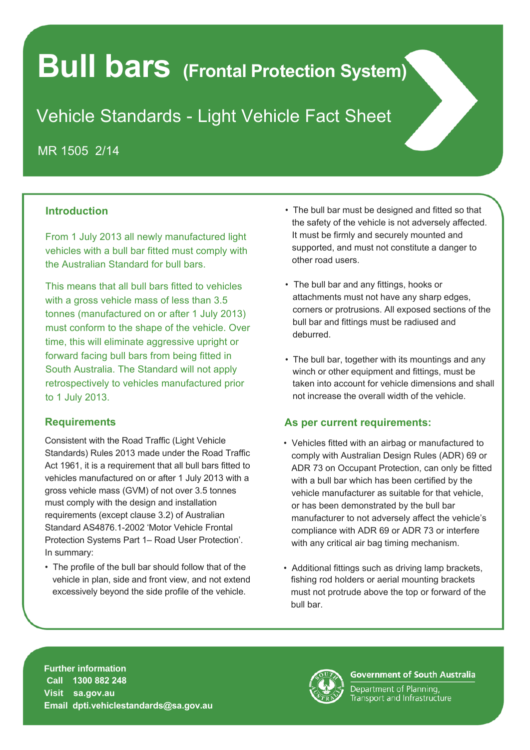# Bull bars (Frontal Protection System)

## Vehicle Standards - Light Vehicle Fact Sheet

MR 1505 2/14

### Introduction

From 1 July 2013 all newly manufactured light vehicles with a bull bar fitted must comply with the Australian Standard for bull bars.

This means that all bull bars fitted to vehicles with a gross vehicle mass of less than 3.5 tonnes (manufactured on or after 1 July 2013) must conform to the shape of the vehicle. Over time, this will eliminate aggressive upright or forward facing bull bars from being fitted in South Australia. The Standard will not apply retrospectively to vehicles manufactured prior to 1 July 2013.

### Requirements

Consistent with the Road Traffic (Light Vehicle Standards) Rules 2013 made under the Road Traffic Act 1961, it is a requirement that all bull bars fitted to vehicles manufactured on or after 1 July 2013 with a gross vehicle mass (GVM) of not over 3.5 tonnes must comply with the design and installation requirements (except clause 3.2) of Australian Standard AS4876.1-2002 'Motor Vehicle Frontal Protection Systems Part 1– Road User Protection'. In summary:

- The profile of the bull bar should follow that of the vehicle in plan, side and front view, and not extend excessively beyond the side profile of the vehicle.
- The bull bar must be designed and fitted so that the safety of the vehicle is not adversely affected. It must be firmly and securely mounted and supported, and must not constitute a danger to other road users.
- The bull bar and any fittings, hooks or attachments must not have any sharp edges, corners or protrusions. All exposed sections of the bull bar and fittings must be radiused and deburred.
- The bull bar, together with its mountings and any winch or other equipment and fittings, must be taken into account for vehicle dimensions and shall not increase the overall width of the vehicle.

### As per current requirements:

- Vehicles fitted with an airbag or manufactured to comply with Australian Design Rules (ADR) 69 or ADR 73 on Occupant Protection, can only be fitted with a bull bar which has been certified by the vehicle manufacturer as suitable for that vehicle, or has been demonstrated by the bull bar manufacturer to not adversely affect the vehicle's compliance with ADR 69 or ADR 73 or interfere with any critical air bag timing mechanism.
- Additional fittings such as driving lamp brackets, fishing rod holders or aerial mounting brackets must not protrude above the top or forward of the bull bar.

**Further information**
**Call** 1300 882 248
**Visit** sa.gov.au
**Email** dpti.vehiclestandards@sa.gov.au

Government of South Australia
Department of Planning, Transport and Infrastructure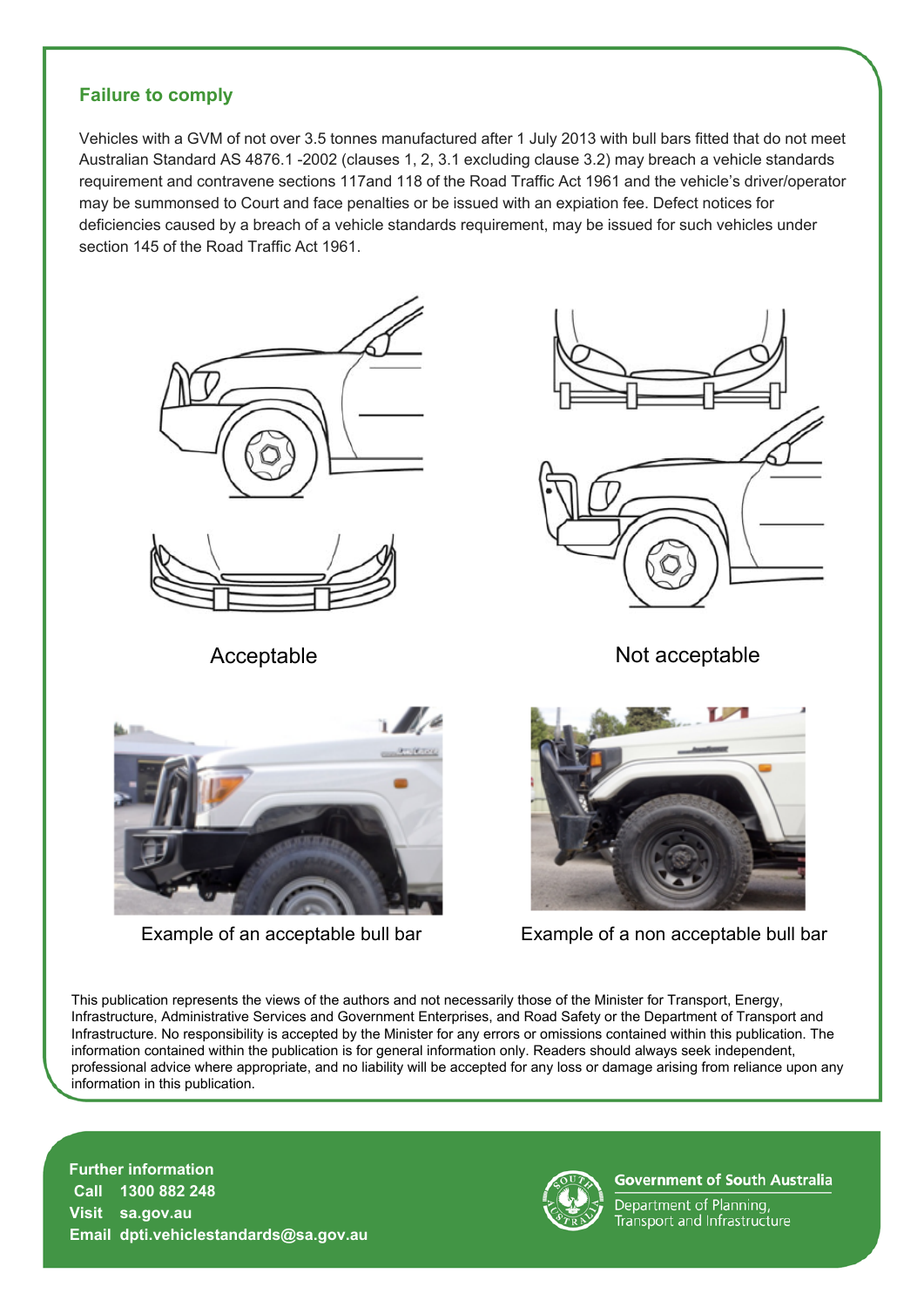## Failure to comply

Vehicles with a GVM of not over 3.5 tonnes manufactured after 1 July 2013 with bull bars fitted that do not meet Australian Standard AS 4876.1 -2002 (clauses 1, 2, 3.1 excluding clause 3.2) may breach a vehicle standards requirement and contravene sections 117and 118 of the Road Traffic Act 1961 and the vehicle's driver/operator may be summonsed to Court and face penalties or be issued with an expiation fee. Defect notices for deficiencies caused by a breach of a vehicle standards requirement, may be issued for such vehicles under section 145 of the Road Traffic Act 1961.

Acceptable

Not acceptable

Example of an acceptable bull bar

Example of a non acceptable bull bar

This publication represents the views of the authors and not necessarily those of the Minister for Transport, Energy, Infrastructure, Administrative Services and Government Enterprises, and Road Safety or the Department of Transport and Infrastructure. No responsibility is accepted by the Minister for any errors or omissions contained within this publication. The information contained within the publication is for general information only. Readers should always seek independent, professional advice where appropriate, and no liability will be accepted for any loss or damage arising from reliance upon any information in this publication.

**Further information**
**Call** 1300 882 248
**Visit** sa.gov.au
**Email** dpti.vehiclestandards@sa.gov.au

**Government of South Australia**
Department of Planning, Transport and Infrastructure